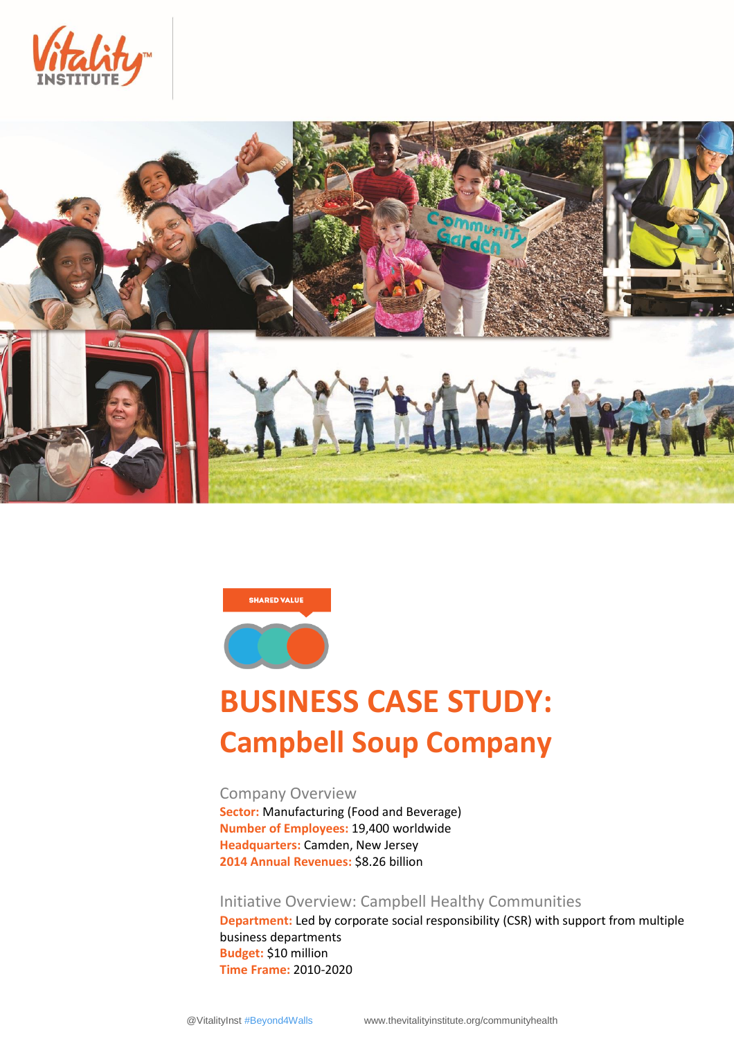SHARED VALUE

# BUSINESS CASE STUDY: Campbell Soup Company

## Company Overview

**Sector:** Manufacturing (Food and Beverage)
**Number of Employees:** 19,400 worldwide
**Headquarters:** Camden, New Jersey
**2014 Annual Revenues:** $8.26 billion

## Initiative Overview: Campbell Healthy Communities

**Department:** Led by corporate social responsibility (CSR) with support from multiple business departments
**Budget:** $10 million
**Time Frame:** 2010-2020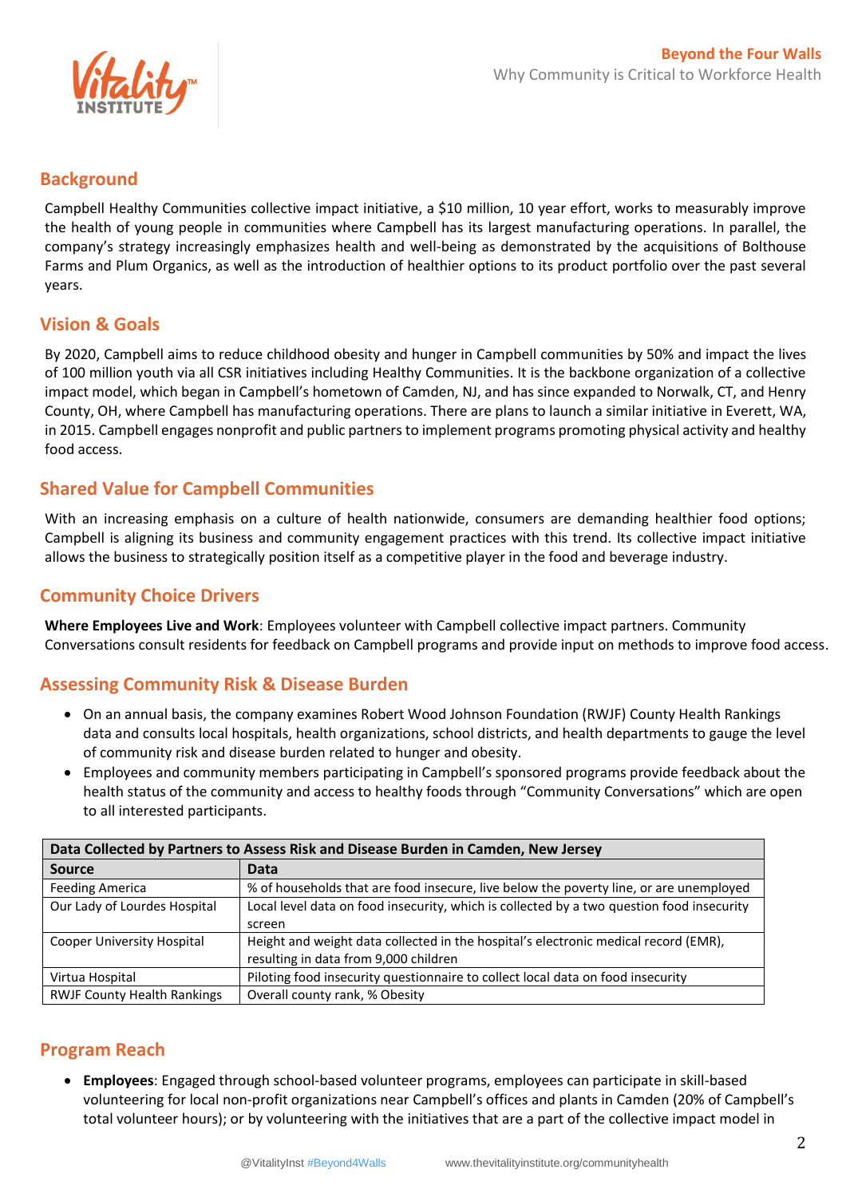## Background

Campbell Healthy Communities collective impact initiative, a $10 million, 10 year effort, works to measurably improve the health of young people in communities where Campbell has its largest manufacturing operations. In parallel, the company's strategy increasingly emphasizes health and well-being as demonstrated by the acquisitions of Bolthouse Farms and Plum Organics, as well as the introduction of healthier options to its product portfolio over the past several years.

## Vision & Goals

By 2020, Campbell aims to reduce childhood obesity and hunger in Campbell communities by 50% and impact the lives of 100 million youth via all CSR initiatives including Healthy Communities. It is the backbone organization of a collective impact model, which began in Campbell's hometown of Camden, NJ, and has since expanded to Norwalk, CT, and Henry County, OH, where Campbell has manufacturing operations. There are plans to launch a similar initiative in Everett, WA, in 2015. Campbell engages nonprofit and public partners to implement programs promoting physical activity and healthy food access.

## Shared Value for Campbell Communities

With an increasing emphasis on a culture of health nationwide, consumers are demanding healthier food options; Campbell is aligning its business and community engagement practices with this trend. Its collective impact initiative allows the business to strategically position itself as a competitive player in the food and beverage industry.

## Community Choice Drivers

**Where Employees Live and Work**: Employees volunteer with Campbell collective impact partners. Community Conversations consult residents for feedback on Campbell programs and provide input on methods to improve food access.

## Assessing Community Risk & Disease Burden

- On an annual basis, the company examines Robert Wood Johnson Foundation (RWJF) County Health Rankings data and consults local hospitals, health organizations, school districts, and health departments to gauge the level of community risk and disease burden related to hunger and obesity.
- Employees and community members participating in Campbell's sponsored programs provide feedback about the health status of the community and access to healthy foods through "Community Conversations" which are open to all interested participants.

| Data Collected by Partners to Assess Risk and Disease Burden in Camden, New Jersey | |
|---|---|
| **Source** | **Data** |
| Feeding America | % of households that are food insecure, live below the poverty line, or are unemployed |
| Our Lady of Lourdes Hospital | Local level data on food insecurity, which is collected by a two question food insecurity screen |
| Cooper University Hospital | Height and weight data collected in the hospital's electronic medical record (EMR), resulting in data from 9,000 children |
| Virtua Hospital | Piloting food insecurity questionnaire to collect local data on food insecurity |
| RWJF County Health Rankings | Overall county rank, % Obesity |

## Program Reach

- **Employees**: Engaged through school-based volunteer programs, employees can participate in skill-based volunteering for local non-profit organizations near Campbell's offices and plants in Camden (20% of Campbell's total volunteer hours); or by volunteering with the initiatives that are a part of the collective impact model in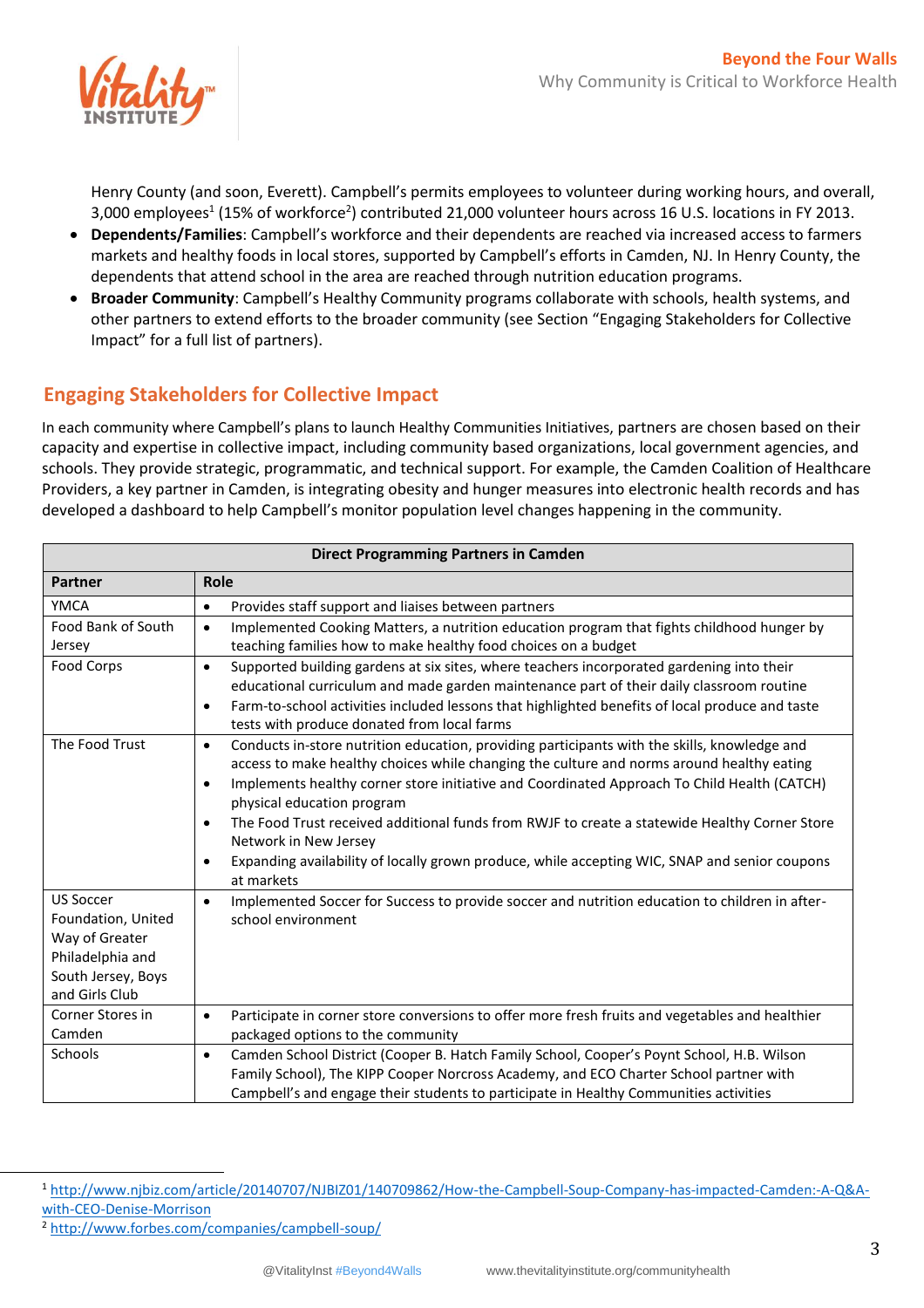Henry County (and soon, Everett). Campbell's permits employees to volunteer during working hours, and overall, 3,000 employees[1] (15% of workforce[2]) contributed 21,000 volunteer hours across 16 U.S. locations in FY 2013.

- **Dependents/Families**: Campbell's workforce and their dependents are reached via increased access to farmers markets and healthy foods in local stores, supported by Campbell's efforts in Camden, NJ. In Henry County, the dependents that attend school in the area are reached through nutrition education programs.
- **Broader Community**: Campbell's Healthy Community programs collaborate with schools, health systems, and other partners to extend efforts to the broader community (see Section "Engaging Stakeholders for Collective Impact" for a full list of partners).

## Engaging Stakeholders for Collective Impact

In each community where Campbell's plans to launch Healthy Communities Initiatives, partners are chosen based on their capacity and expertise in collective impact, including community based organizations, local government agencies, and schools. They provide strategic, programmatic, and technical support. For example, the Camden Coalition of Healthcare Providers, a key partner in Camden, is integrating obesity and hunger measures into electronic health records and has developed a dashboard to help Campbell's monitor population level changes happening in the community.

| Direct Programming Partners in Camden | |
|---|---|
| **Partner** | **Role** |
| YMCA | • Provides staff support and liaises between partners |
| Food Bank of South Jersey | • Implemented Cooking Matters, a nutrition education program that fights childhood hunger by teaching families how to make healthy food choices on a budget |
| Food Corps | • Supported building gardens at six sites, where teachers incorporated gardening into their educational curriculum and made garden maintenance part of their daily classroom routine<br>• Farm-to-school activities included lessons that highlighted benefits of local produce and taste tests with produce donated from local farms |
| The Food Trust | • Conducts in-store nutrition education, providing participants with the skills, knowledge and access to make healthy choices while changing the culture and norms around healthy eating<br>• Implements healthy corner store initiative and Coordinated Approach To Child Health (CATCH) physical education program<br>• The Food Trust received additional funds from RWJF to create a statewide Healthy Corner Store Network in New Jersey<br>• Expanding availability of locally grown produce, while accepting WIC, SNAP and senior coupons at markets |
| US Soccer Foundation, United Way of Greater Philadelphia and South Jersey, Boys and Girls Club | • Implemented Soccer for Success to provide soccer and nutrition education to children in after-school environment |
| Corner Stores in Camden | • Participate in corner store conversions to offer more fresh fruits and vegetables and healthier packaged options to the community |
| Schools | • Camden School District (Cooper B. Hatch Family School, Cooper's Poynt School, H.B. Wilson Family School), The KIPP Cooper Norcross Academy, and ECO Charter School partner with Campbell's and engage their students to participate in Healthy Communities activities |

[1] http://www.njbiz.com/article/20140707/NJBIZ01/140709862/How-the-Campbell-Soup-Company-has-impacted-Camden:-A-Q&A-with-CEO-Denise-Morrison

[2] http://www.forbes.com/companies/campbell-soup/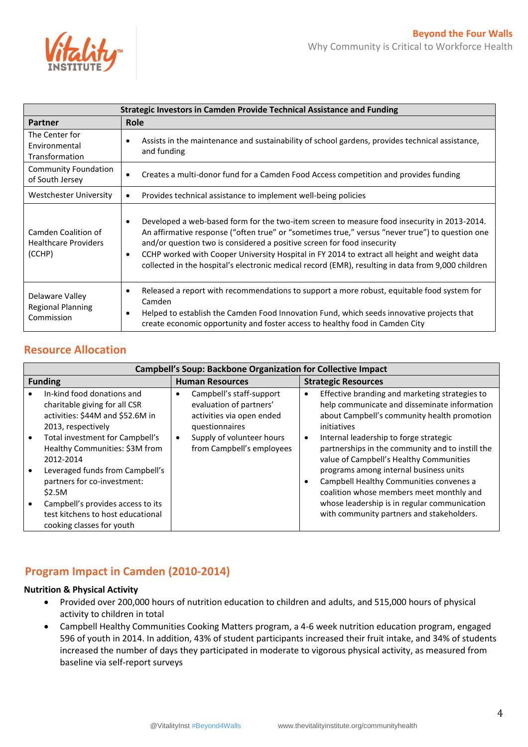| Strategic Investors in Camden Provide Technical Assistance and Funding | |
|---|---|
| **Partner** | **Role** |
| The Center for Environmental Transformation | • Assists in the maintenance and sustainability of school gardens, provides technical assistance, and funding |
| Community Foundation of South Jersey | • Creates a multi-donor fund for a Camden Food Access competition and provides funding |
| Westchester University | • Provides technical assistance to implement well-being policies |
| Camden Coalition of Healthcare Providers (CCHP) | • Developed a web-based form for the two-item screen to measure food insecurity in 2013-2014. An affirmative response ("often true" or "sometimes true," versus "never true") to question one and/or question two is considered a positive screen for food insecurity<br>• CCHP worked with Cooper University Hospital in FY 2014 to extract all height and weight data collected in the hospital's electronic medical record (EMR), resulting in data from 9,000 children |
| Delaware Valley Regional Planning Commission | • Released a report with recommendations to support a more robust, equitable food system for Camden<br>• Helped to establish the Camden Food Innovation Fund, which seeds innovative projects that create economic opportunity and foster access to healthy food in Camden City |

## Resource Allocation

| Campbell's Soup: Backbone Organization for Collective Impact | | |
|---|---|---|
| **Funding** | **Human Resources** | **Strategic Resources** |
| • In-kind food donations and charitable giving for all CSR activities: $44M and $52.6M in 2013, respectively<br>• Total investment for Campbell's Healthy Communities: $3M from 2012-2014<br>• Leveraged funds from Campbell's partners for co-investment: $2.5M<br>• Campbell's provides access to its test kitchens to host educational cooking classes for youth | • Campbell's staff-support evaluation of partners' activities via open ended questionnaires<br>• Supply of volunteer hours from Campbell's employees | • Effective branding and marketing strategies to help communicate and disseminate information about Campbell's community health promotion initiatives<br>• Internal leadership to forge strategic partnerships in the community and to instill the value of Campbell's Healthy Communities programs among internal business units<br>• Campbell Healthy Communities convenes a coalition whose members meet monthly and whose leadership is in regular communication with community partners and stakeholders. |

## Program Impact in Camden (2010-2014)

**Nutrition & Physical Activity**

- Provided over 200,000 hours of nutrition education to children and adults, and 515,000 hours of physical activity to children in total
- Campbell Healthy Communities Cooking Matters program, a 4-6 week nutrition education program, engaged 596 of youth in 2014. In addition, 43% of student participants increased their fruit intake, and 34% of students increased the number of days they participated in moderate to vigorous physical activity, as measured from baseline via self-report surveys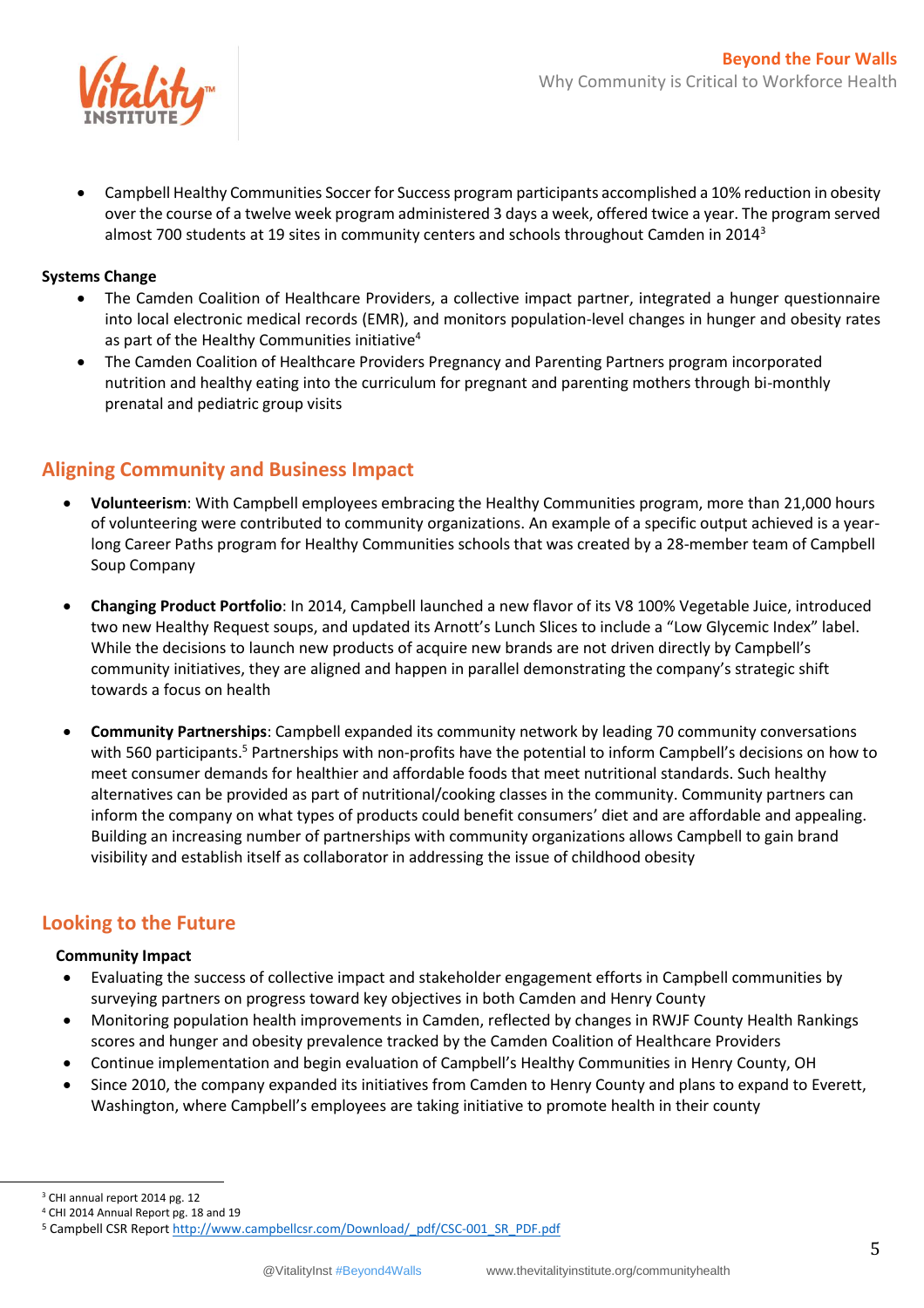- Campbell Healthy Communities Soccer for Success program participants accomplished a 10% reduction in obesity over the course of a twelve week program administered 3 days a week, offered twice a year. The program served almost 700 students at 19 sites in community centers and schools throughout Camden in 2014[3]

**Systems Change**

- The Camden Coalition of Healthcare Providers, a collective impact partner, integrated a hunger questionnaire into local electronic medical records (EMR), and monitors population-level changes in hunger and obesity rates as part of the Healthy Communities initiative[4]
- The Camden Coalition of Healthcare Providers Pregnancy and Parenting Partners program incorporated nutrition and healthy eating into the curriculum for pregnant and parenting mothers through bi-monthly prenatal and pediatric group visits

## Aligning Community and Business Impact

- **Volunteerism**: With Campbell employees embracing the Healthy Communities program, more than 21,000 hours of volunteering were contributed to community organizations. An example of a specific output achieved is a year-long Career Paths program for Healthy Communities schools that was created by a 28-member team of Campbell Soup Company

- **Changing Product Portfolio**: In 2014, Campbell launched a new flavor of its V8 100% Vegetable Juice, introduced two new Healthy Request soups, and updated its Arnott's Lunch Slices to include a "Low Glycemic Index" label. While the decisions to launch new products of acquire new brands are not driven directly by Campbell's community initiatives, they are aligned and happen in parallel demonstrating the company's strategic shift towards a focus on health

- **Community Partnerships**: Campbell expanded its community network by leading 70 community conversations with 560 participants.[5] Partnerships with non-profits have the potential to inform Campbell's decisions on how to meet consumer demands for healthier and affordable foods that meet nutritional standards. Such healthy alternatives can be provided as part of nutritional/cooking classes in the community. Community partners can inform the company on what types of products could benefit consumers' diet and are affordable and appealing. Building an increasing number of partnerships with community organizations allows Campbell to gain brand visibility and establish itself as collaborator in addressing the issue of childhood obesity

## Looking to the Future

**Community Impact**

- Evaluating the success of collective impact and stakeholder engagement efforts in Campbell communities by surveying partners on progress toward key objectives in both Camden and Henry County
- Monitoring population health improvements in Camden, reflected by changes in RWJF County Health Rankings scores and hunger and obesity prevalence tracked by the Camden Coalition of Healthcare Providers
- Continue implementation and begin evaluation of Campbell's Healthy Communities in Henry County, OH
- Since 2010, the company expanded its initiatives from Camden to Henry County and plans to expand to Everett, Washington, where Campbell's employees are taking initiative to promote health in their county

---

[3] CHI annual report 2014 pg. 12

[4] CHI 2014 Annual Report pg. 18 and 19

[5] Campbell CSR Report http://www.campbellcsr.com/Download/_pdf/CSC-001_SR_PDF.pdf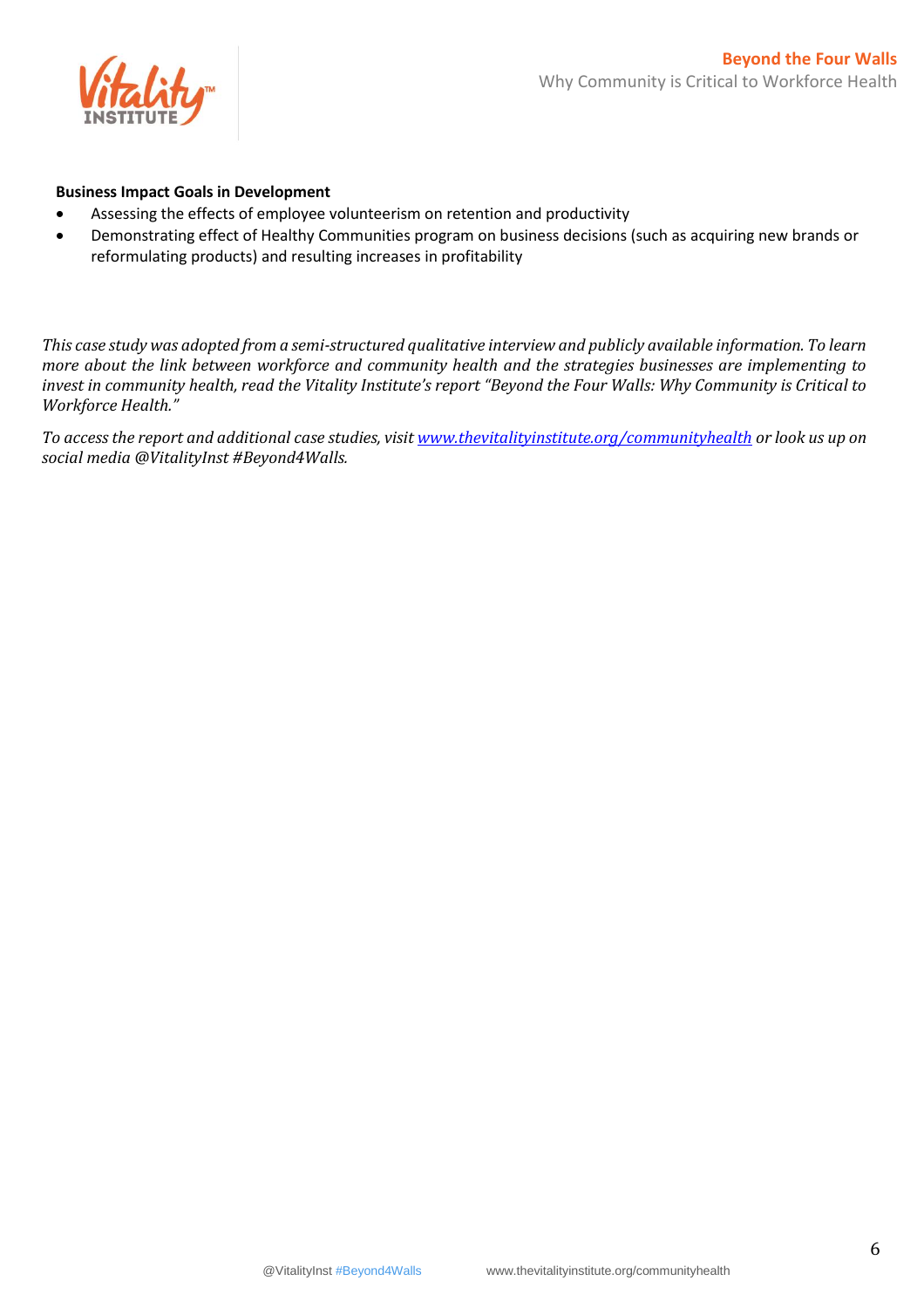**Business Impact Goals in Development**

- Assessing the effects of employee volunteerism on retention and productivity
- Demonstrating effect of Healthy Communities program on business decisions (such as acquiring new brands or reformulating products) and resulting increases in profitability

*This case study was adopted from a semi-structured qualitative interview and publicly available information. To learn more about the link between workforce and community health and the strategies businesses are implementing to invest in community health, read the Vitality Institute's report "Beyond the Four Walls: Why Community is Critical to Workforce Health."*

*To access the report and additional case studies, visit [www.thevitalityinstitute.org/communityhealth](http://www.thevitalityinstitute.org/communityhealth) or look us up on social media @VitalityInst #Beyond4Walls.*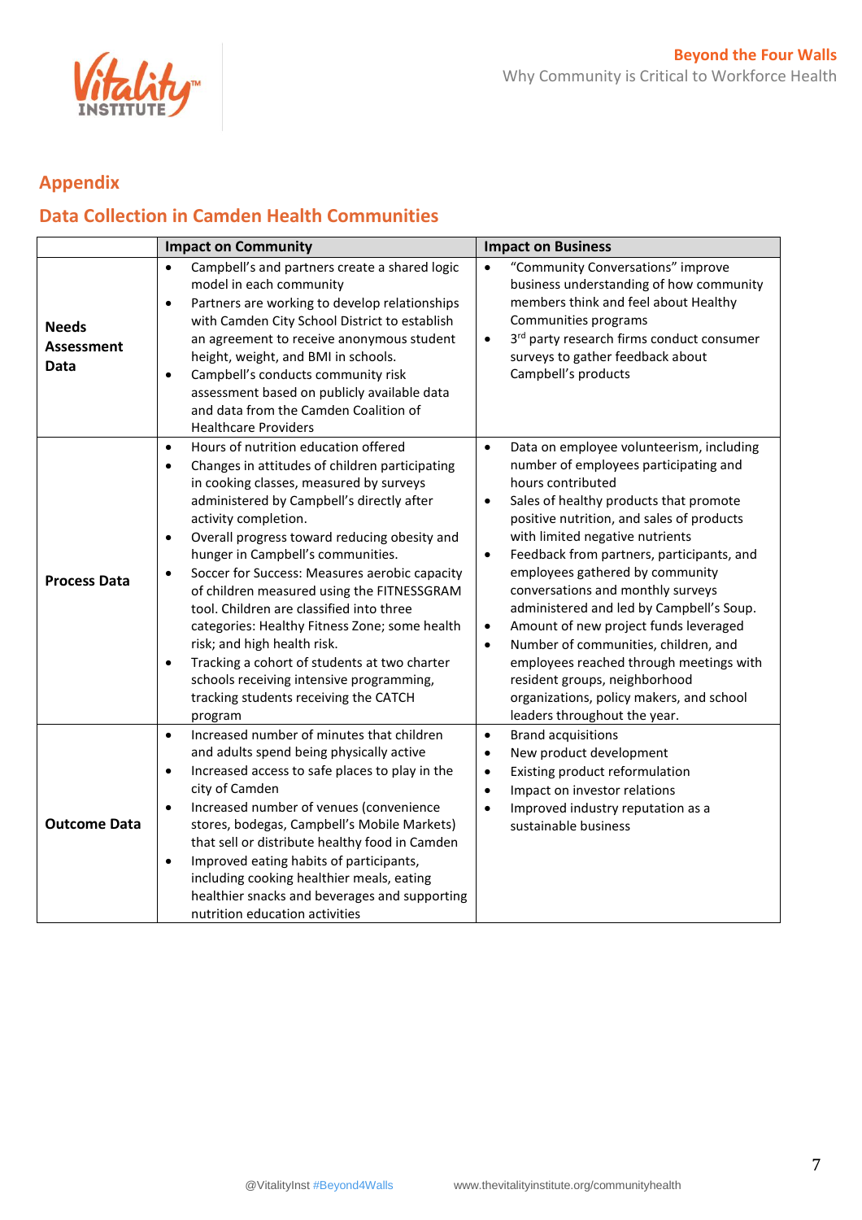## Appendix

## Data Collection in Camden Health Communities

| | Impact on Community | Impact on Business |
|---|---|---|
| **Needs Assessment Data** | • Campbell's and partners create a shared logic model in each community<br>• Partners are working to develop relationships with Camden City School District to establish an agreement to receive anonymous student height, weight, and BMI in schools.<br>• Campbell's conducts community risk assessment based on publicly available data and data from the Camden Coalition of Healthcare Providers | • "Community Conversations" improve business understanding of how community members think and feel about Healthy Communities programs<br>• 3rd party research firms conduct consumer surveys to gather feedback about Campbell's products |
| **Process Data** | • Hours of nutrition education offered<br>• Changes in attitudes of children participating in cooking classes, measured by surveys administered by Campbell's directly after activity completion.<br>• Overall progress toward reducing obesity and hunger in Campbell's communities.<br>• Soccer for Success: Measures aerobic capacity of children measured using the FITNESSGRAM tool. Children are classified into three categories: Healthy Fitness Zone; some health risk; and high health risk.<br>• Tracking a cohort of students at two charter schools receiving intensive programming, tracking students receiving the CATCH program | • Data on employee volunteerism, including number of employees participating and hours contributed<br>• Sales of healthy products that promote positive nutrition, and sales of products with limited negative nutrients<br>• Feedback from partners, participants, and employees gathered by community conversations and monthly surveys administered and led by Campbell's Soup.<br>• Amount of new project funds leveraged<br>• Number of communities, children, and employees reached through meetings with resident groups, neighborhood organizations, policy makers, and school leaders throughout the year. |
| **Outcome Data** | • Increased number of minutes that children and adults spend being physically active<br>• Increased access to safe places to play in the city of Camden<br>• Increased number of venues (convenience stores, bodegas, Campbell's Mobile Markets) that sell or distribute healthy food in Camden<br>• Improved eating habits of participants, including cooking healthier meals, eating healthier snacks and beverages and supporting nutrition education activities | • Brand acquisitions<br>• New product development<br>• Existing product reformulation<br>• Impact on investor relations<br>• Improved industry reputation as a sustainable business |